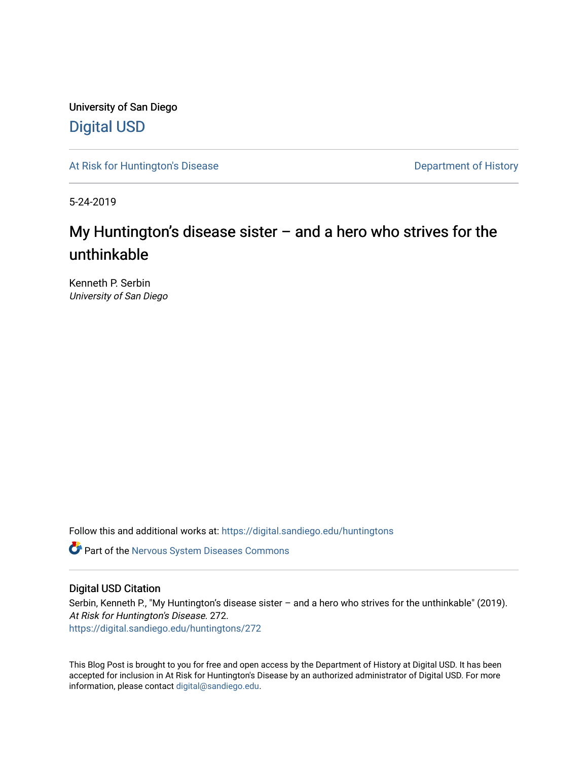University of San Diego

Digital USD

At Risk for Huntington's Disease

Department of History

5-24-2019

# My Huntington's disease sister – and a hero who strives for the unthinkable

Kenneth P. Serbin

*University of San Diego*

Follow this and additional works at: https://digital.sandiego.edu/huntingtons

Part of the Nervous System Diseases Commons

## Digital USD Citation

Serbin, Kenneth P., "My Huntington's disease sister – and a hero who strives for the unthinkable" (2019). *At Risk for Huntington's Disease*. 272.

https://digital.sandiego.edu/huntingtons/272

This Blog Post is brought to you for free and open access by the Department of History at Digital USD. It has been accepted for inclusion in At Risk for Huntington's Disease by an authorized administrator of Digital USD. For more information, please contact digital@sandiego.edu.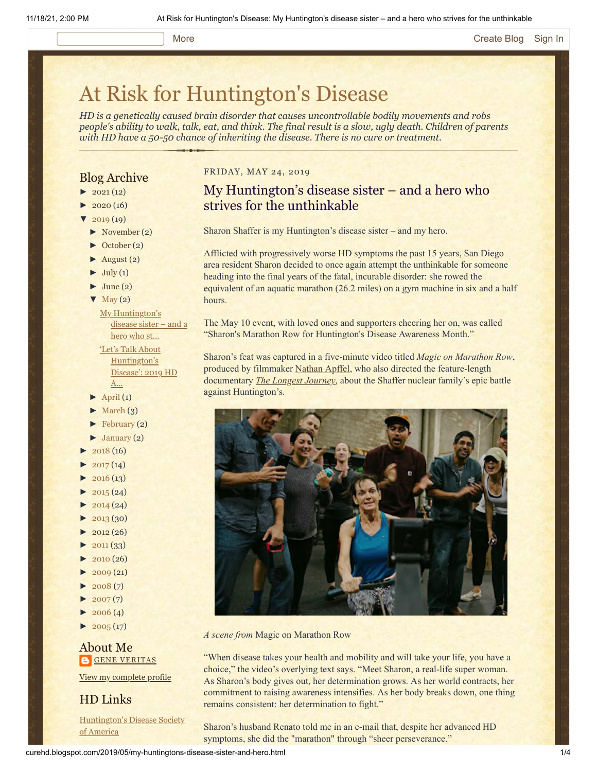More Create Blog Sign In

# At Risk for Huntington's Disease

*HD is a genetically caused brain disorder that causes uncontrollable bodily movements and robs people's ability to walk, talk, eat, and think. The final result is a slow, ugly death. Children of parents with HD have a 50-50 chance of inheriting the disease. There is no cure or treatment.*

## Blog Archive

- ► 2021 (12)
- ► 2020 (16)
- ▼ 2019 (19)
  - ► November (2)
  - ► October (2)
  - ► August (2)
  - ► July (1)
  - ► June (2)
  - ▼ May (2)
    - My Huntington's disease sister – and a hero who st...
    - 'Let's Talk About Huntington's Disease': 2019 HD A...
  - ► April (1)
  - ► March (3)
  - ► February (2)
  - ► January (2)
- ► 2018 (16)
- ► 2017 (14)
- ► 2016 (13)
- ► 2015 (24)
- ► 2014 (24)
- ► 2013 (30)
- ► 2012 (26)
- ► 2011 (33)
- ► 2010 (26)
- ► 2009 (21)
- ► 2008 (7)
- ► 2007 (7)
- ► 2006 (4)
- ► 2005 (17)

## About Me

GENE VERITAS

View my complete profile

## HD Links

Huntington's Disease Society of America

FRIDAY, MAY 24, 2019

## My Huntington's disease sister – and a hero who strives for the unthinkable

Sharon Shaffer is my Huntington's disease sister – and my hero.

Afflicted with progressively worse HD symptoms the past 15 years, San Diego area resident Sharon decided to once again attempt the unthinkable for someone heading into the final years of the fatal, incurable disorder: she rowed the equivalent of an aquatic marathon (26.2 miles) on a gym machine in six and a half hours.

The May 10 event, with loved ones and supporters cheering her on, was called "Sharon's Marathon Row for Huntington's Disease Awareness Month."

Sharon's feat was captured in a five-minute video titled *Magic on Marathon Row*, produced by filmmaker Nathan Apffel, who also directed the feature-length documentary *The Longest Journey*, about the Shaffer nuclear family's epic battle against Huntington's.

*A scene from* Magic on Marathon Row

"When disease takes your health and mobility and will take your life, you have a choice," the video's overlying text says. "Meet Sharon, a real-life super woman. As Sharon's body gives out, her determination grows. As her world contracts, her commitment to raising awareness intensifies. As her body breaks down, one thing remains consistent: her determination to fight."

Sharon's husband Renato told me in an e-mail that, despite her advanced HD symptoms, she did the "marathon" through "sheer perseverance."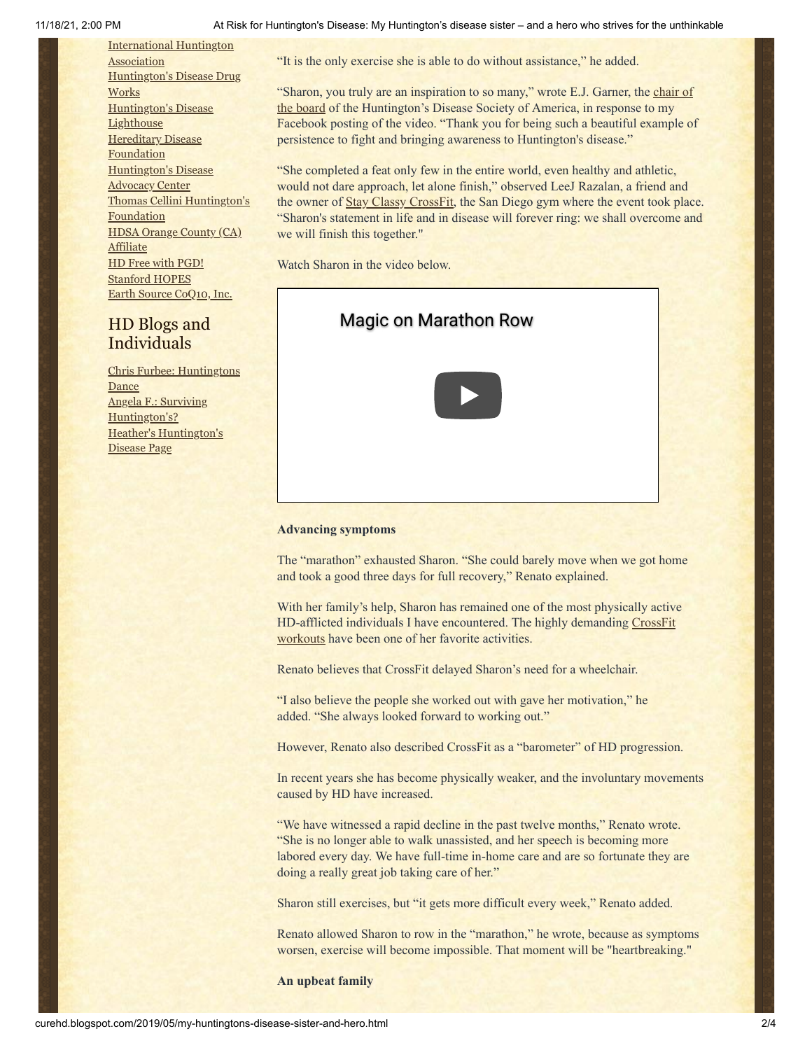International Huntington Association
Huntington's Disease Drug Works
Huntington's Disease Lighthouse
Hereditary Disease Foundation
Huntington's Disease Advocacy Center
Thomas Cellini Huntington's Foundation
HDSA Orange County (CA) Affiliate
HD Free with PGD!
Stanford HOPES
Earth Source CoQ10, Inc.

## HD Blogs and Individuals

Chris Furbee: Huntingtons Dance
Angela F.: Surviving Huntington's?
Heather's Huntington's Disease Page

"It is the only exercise she is able to do without assistance," he added.

"Sharon, you truly are an inspiration to so many," wrote E.J. Garner, the chair of the board of the Huntington's Disease Society of America, in response to my Facebook posting of the video. "Thank you for being such a beautiful example of persistence to fight and bringing awareness to Huntington's disease."

"She completed a feat only few in the entire world, even healthy and athletic, would not dare approach, let alone finish," observed LeeJ Razalan, a friend and the owner of Stay Classy CrossFit, the San Diego gym where the event took place. "Sharon's statement in life and in disease will forever ring: we shall overcome and we will finish this together."

Watch Sharon in the video below.

Magic on Marathon Row

**Advancing symptoms**

The "marathon" exhausted Sharon. "She could barely move when we got home and took a good three days for full recovery," Renato explained.

With her family's help, Sharon has remained one of the most physically active HD-afflicted individuals I have encountered. The highly demanding CrossFit workouts have been one of her favorite activities.

Renato believes that CrossFit delayed Sharon's need for a wheelchair.

"I also believe the people she worked out with gave her motivation," he added. "She always looked forward to working out."

However, Renato also described CrossFit as a "barometer" of HD progression.

In recent years she has become physically weaker, and the involuntary movements caused by HD have increased.

"We have witnessed a rapid decline in the past twelve months," Renato wrote. "She is no longer able to walk unassisted, and her speech is becoming more labored every day. We have full-time in-home care and are so fortunate they are doing a really great job taking care of her."

Sharon still exercises, but "it gets more difficult every week," Renato added.

Renato allowed Sharon to row in the "marathon," he wrote, because as symptoms worsen, exercise will become impossible. That moment will be "heartbreaking."

**An upbeat family**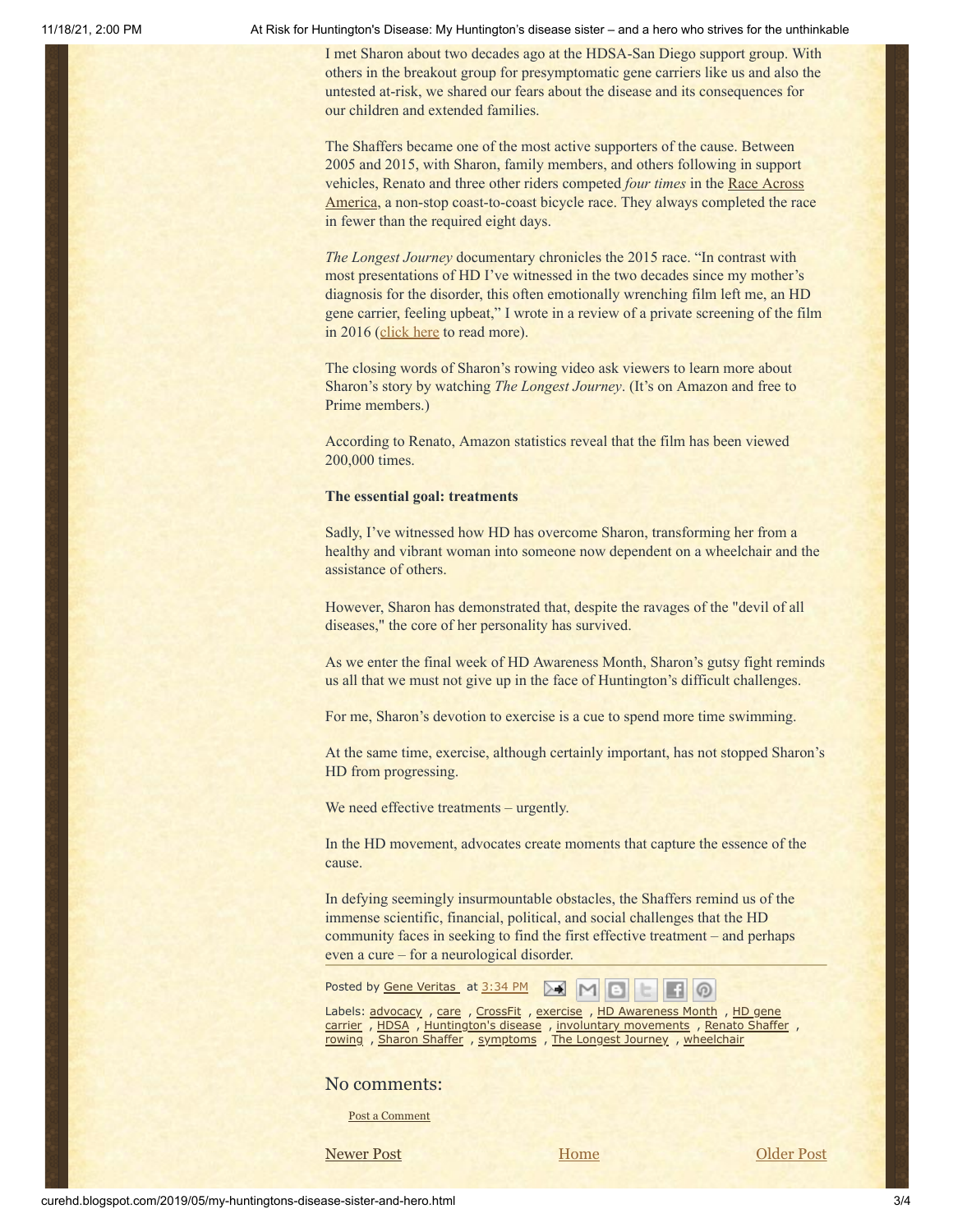I met Sharon about two decades ago at the HDSA-San Diego support group. With others in the breakout group for presymptomatic gene carriers like us and also the untested at-risk, we shared our fears about the disease and its consequences for our children and extended families.

The Shaffers became one of the most active supporters of the cause. Between 2005 and 2015, with Sharon, family members, and others following in support vehicles, Renato and three other riders competed *four times* in the Race Across America, a non-stop coast-to-coast bicycle race. They always completed the race in fewer than the required eight days.

*The Longest Journey* documentary chronicles the 2015 race. "In contrast with most presentations of HD I've witnessed in the two decades since my mother's diagnosis for the disorder, this often emotionally wrenching film left me, an HD gene carrier, feeling upbeat," I wrote in a review of a private screening of the film in 2016 (click here to read more).

The closing words of Sharon's rowing video ask viewers to learn more about Sharon's story by watching *The Longest Journey*. (It's on Amazon and free to Prime members.)

According to Renato, Amazon statistics reveal that the film has been viewed 200,000 times.

**The essential goal: treatments**

Sadly, I've witnessed how HD has overcome Sharon, transforming her from a healthy and vibrant woman into someone now dependent on a wheelchair and the assistance of others.

However, Sharon has demonstrated that, despite the ravages of the "devil of all diseases," the core of her personality has survived.

As we enter the final week of HD Awareness Month, Sharon's gutsy fight reminds us all that we must not give up in the face of Huntington's difficult challenges.

For me, Sharon's devotion to exercise is a cue to spend more time swimming.

At the same time, exercise, although certainly important, has not stopped Sharon's HD from progressing.

We need effective treatments – urgently.

In the HD movement, advocates create moments that capture the essence of the cause.

In defying seemingly insurmountable obstacles, the Shaffers remind us of the immense scientific, financial, political, and social challenges that the HD community faces in seeking to find the first effective treatment – and perhaps even a cure – for a neurological disorder.

Posted by Gene Veritas at 3:34 PM

Labels: advocacy , care , CrossFit , exercise , HD Awareness Month , HD gene carrier , HDSA , Huntington's disease , involuntary movements , Renato Shaffer , rowing , Sharon Shaffer , symptoms , The Longest Journey , wheelchair

## No comments:

Post a Comment

Newer Post | Home | Older Post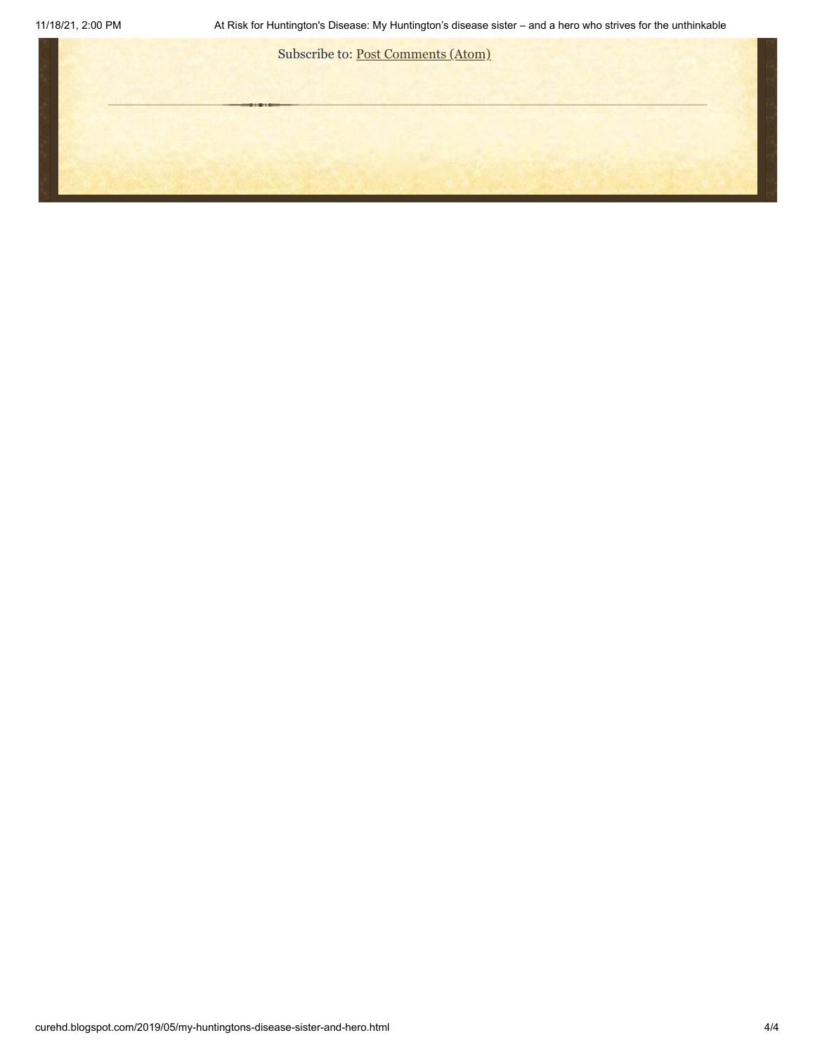Subscribe to: Post Comments (Atom)